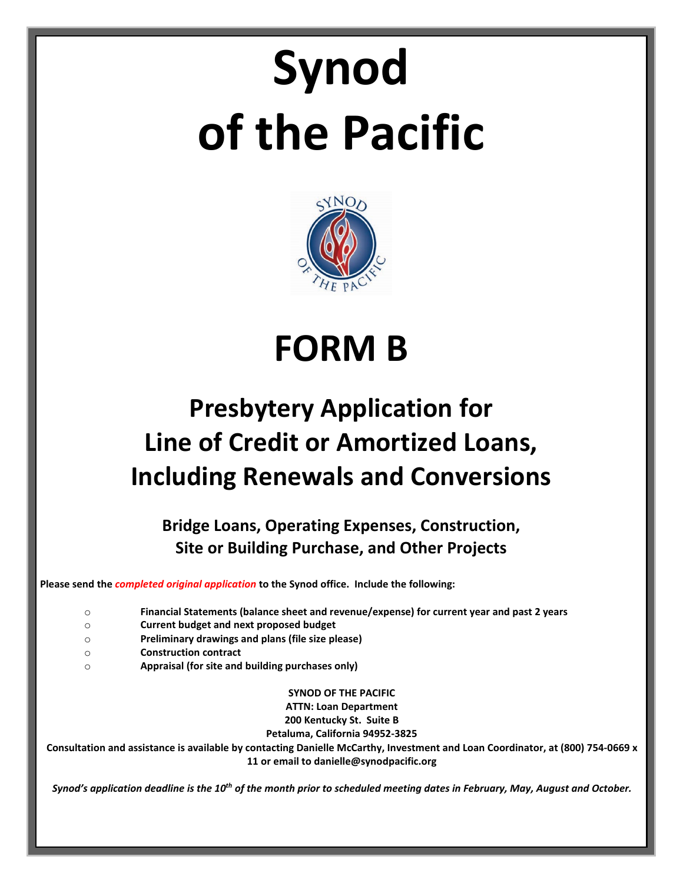# Synod of the Pacific

# FORM B

## Presbytery Application for Line of Credit or Amortized Loans, Including Renewals and Conversions

### Bridge Loans, Operating Expenses, Construction, Site or Building Purchase, and Other Projects

**Please send the *completed original application* to the Synod office. Include the following:**

- **Financial Statements (balance sheet and revenue/expense) for current year and past 2 years**
- **Current budget and next proposed budget**
- **Preliminary drawings and plans (file size please)**
- **Construction contract**
- **Appraisal (for site and building purchases only)**

**SYNOD OF THE PACIFIC**
**ATTN: Loan Department**
**200 Kentucky St. Suite B**
**Petaluma, California 94952-3825**

**Consultation and assistance is available by contacting Danielle McCarthy, Investment and Loan Coordinator, at (800) 754-0669 x 11 or email to danielle@synodpacific.org**

***Synod's application deadline is the 10th of the month prior to scheduled meeting dates in February, May, August and October.***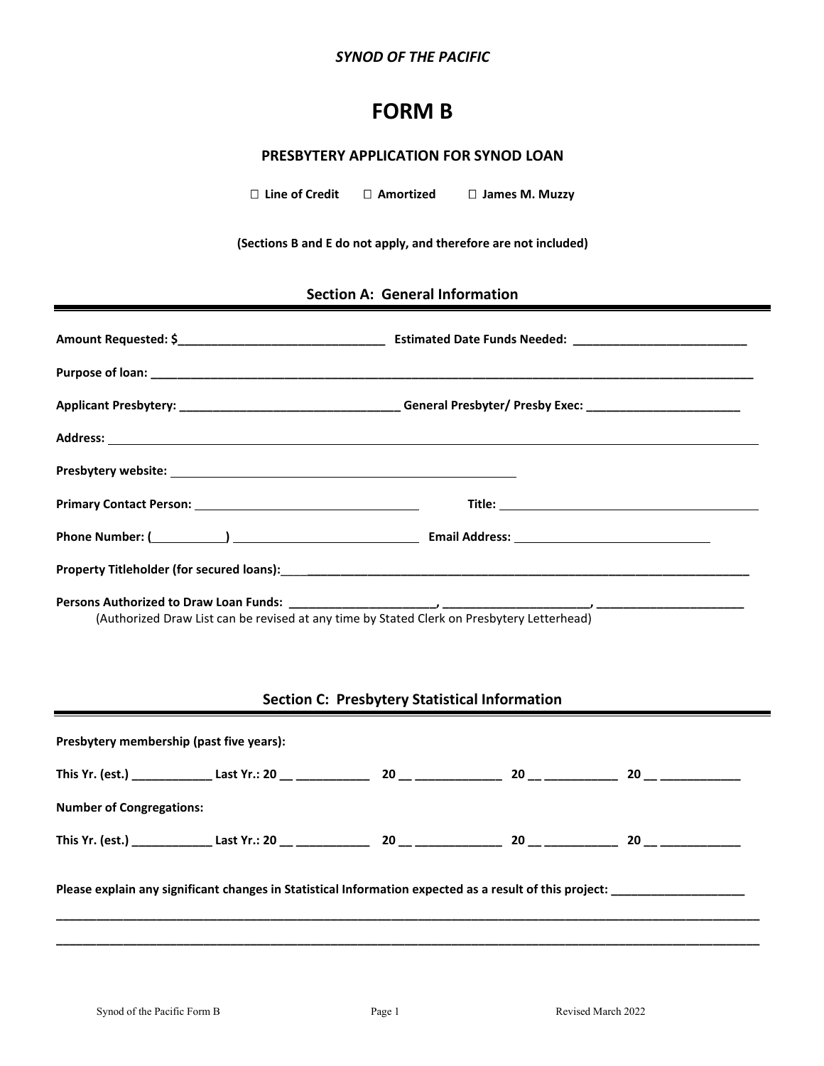*SYNOD OF THE PACIFIC*

# FORM B

### PRESBYTERY APPLICATION FOR SYNOD LOAN

☐ **Line of Credit** ☐ **Amortized** ☐ **James M. Muzzy**

**(Sections B and E do not apply, and therefore are not included)**

## Section A: General Information

**Amount Requested: $______________________________ Estimated Date Funds Needed: _________________________**

**Purpose of loan: ______________________________________________________________________________________**

**Applicant Presbytery: _________________________________ General Presbyter/ Presby Exec: _______________________**

**Address:** ____________________________________________________________________________________________

**Presbytery website:** ___________________________________________________

**Primary Contact Person:** _________________________________ **Title:** _________________________________________

**Phone Number: (__________)** ___________________________ **Email Address:** _____________________________

**Property Titleholder (for secured loans):**_____________________________________________________________________

**Persons Authorized to Draw Loan Funds: ______________________, ______________________, ______________________**

(Authorized Draw List can be revised at any time by Stated Clerk on Presbytery Letterhead)

## Section C: Presbytery Statistical Information

**Presbytery membership (past five years):**

**This Yr. (est.) ____________ Last Yr.: 20 __ ___________ 20 __ _____________ 20 __ ___________ 20 __ ____________**

**Number of Congregations:**

**This Yr. (est.) ____________ Last Yr.: 20 __ ___________ 20 __ _____________ 20 __ ___________ 20 __ ____________**

**Please explain any significant changes in Statistical Information expected as a result of this project: ___________________**

______________________________________________________________________________________________________

______________________________________________________________________________________________________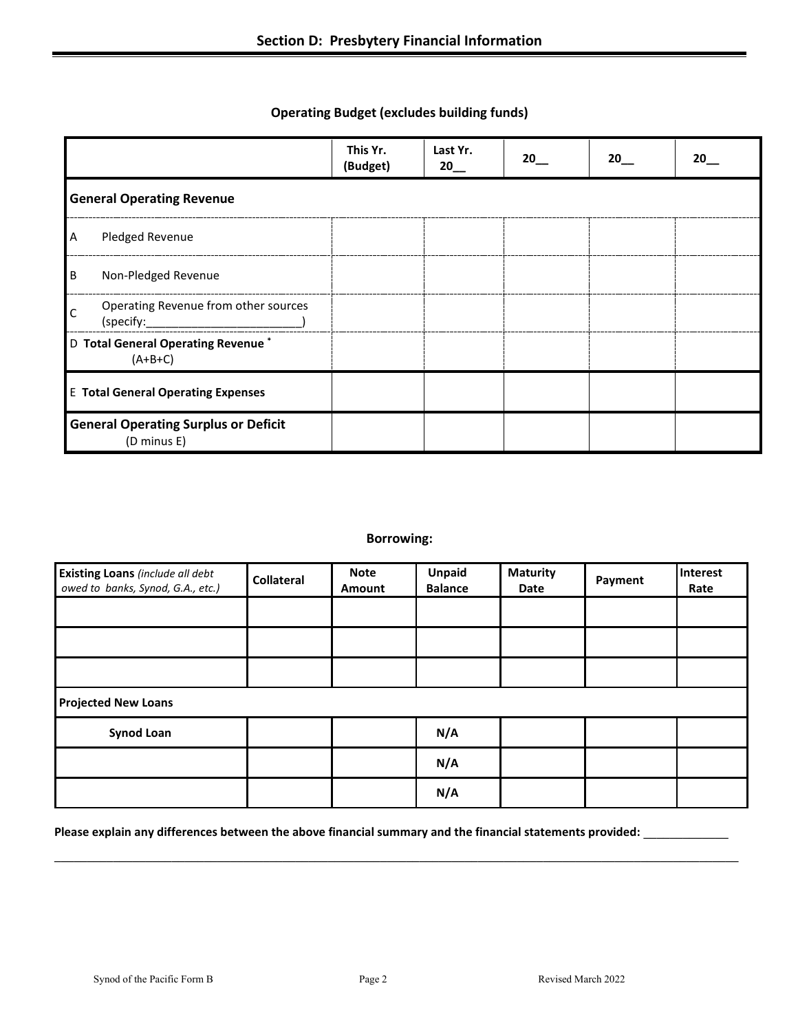## Section D: Presbytery Financial Information

### Operating Budget (excludes building funds)

| | This Yr. (Budget) | Last Yr. 20__ | 20__ | 20__ | 20__ |
|---|---|---|---|---|---|
| **General Operating Revenue** | | | | | |
| A Pledged Revenue | | | | | |
| B Non-Pledged Revenue | | | | | |
| C Operating Revenue from other sources (specify:________________________) | | | | | |
| D **Total General Operating Revenue** * (A+B+C) | | | | | |
| E **Total General Operating Expenses** | | | | | |
| **General Operating Surplus or Deficit** (D minus E) | | | | | |

### Borrowing:

| **Existing Loans** *(include all debt owed to banks, Synod, G.A., etc.)* | Collateral | Note Amount | Unpaid Balance | Maturity Date | Payment | Interest Rate |
|---|---|---|---|---|---|---|
| | | | | | | |
| | | | | | | |
| | | | | | | |
| **Projected New Loans** | | | | | | |
| **Synod Loan** | | | N/A | | | |
| | | | N/A | | | |
| | | | N/A | | | |

**Please explain any differences between the above financial summary and the financial statements provided:** _____________

_____________________________________________________________________________________________________________

Synod of the Pacific Form B Revised March 2022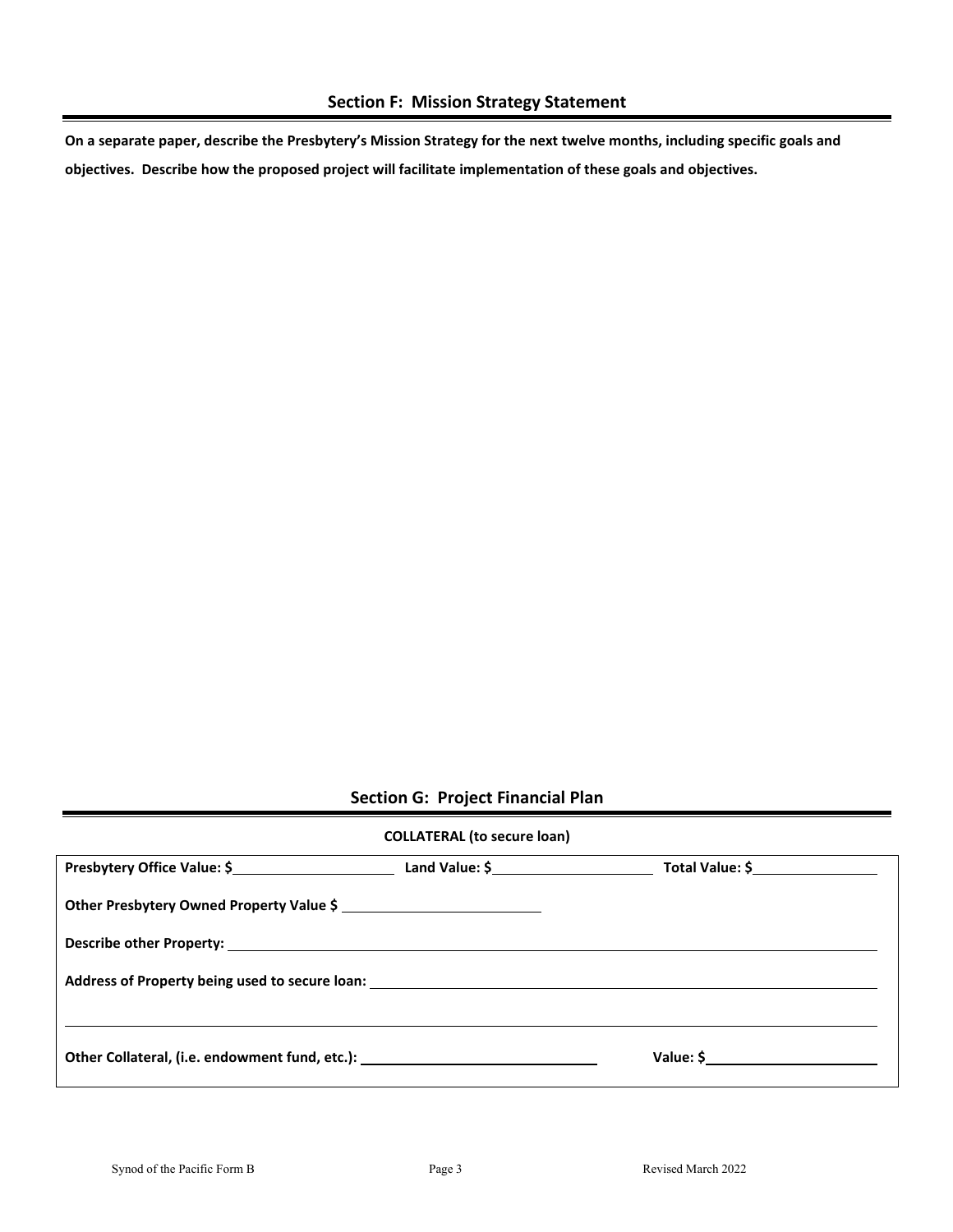## Section F: Mission Strategy Statement

**On a separate paper, describe the Presbytery's Mission Strategy for the next twelve months, including specific goals and objectives. Describe how the proposed project will facilitate implementation of these goals and objectives.**

## Section G: Project Financial Plan

**COLLATERAL (to secure loan)**

**Presbytery Office Value: $**\_\_\_\_\_\_\_\_\_\_\_\_\_\_\_\_\_\_\_\_ **Land Value: $**\_\_\_\_\_\_\_\_\_\_\_\_\_\_\_\_\_\_\_\_ **Total Value: $**\_\_\_\_\_\_\_\_\_\_\_\_\_\_\_\_

**Other Presbytery Owned Property Value $** \_\_\_\_\_\_\_\_\_\_\_\_\_\_\_\_\_\_\_\_\_\_\_\_\_

**Describe other Property:** \_\_\_\_\_\_\_\_\_\_\_\_\_\_\_\_\_\_\_\_\_\_\_\_\_\_\_\_\_\_\_\_\_\_\_\_\_\_\_\_\_\_\_\_\_\_\_\_\_\_\_\_\_\_\_\_\_\_\_\_\_\_\_\_

**Address of Property being used to secure loan:** \_\_\_\_\_\_\_\_\_\_\_\_\_\_\_\_\_\_\_\_\_\_\_\_\_\_\_\_\_\_\_\_\_\_\_\_\_\_\_\_\_\_\_\_\_\_\_\_

\_\_\_\_\_\_\_\_\_\_\_\_\_\_\_\_\_\_\_\_\_\_\_\_\_\_\_\_\_\_\_\_\_\_\_\_\_\_\_\_\_\_\_\_\_\_\_\_\_\_\_\_\_\_\_\_\_\_\_\_\_\_\_\_\_\_\_\_\_\_\_\_\_\_\_\_\_\_\_\_\_\_\_\_\_\_\_\_\_\_

**Other Collateral, (i.e. endowment fund, etc.):** \_\_\_\_\_\_\_\_\_\_\_\_\_\_\_\_\_\_\_\_\_\_\_\_\_\_\_\_\_\_ **Value: $**\_\_\_\_\_\_\_\_\_\_\_\_\_\_\_\_\_\_\_\_\_\_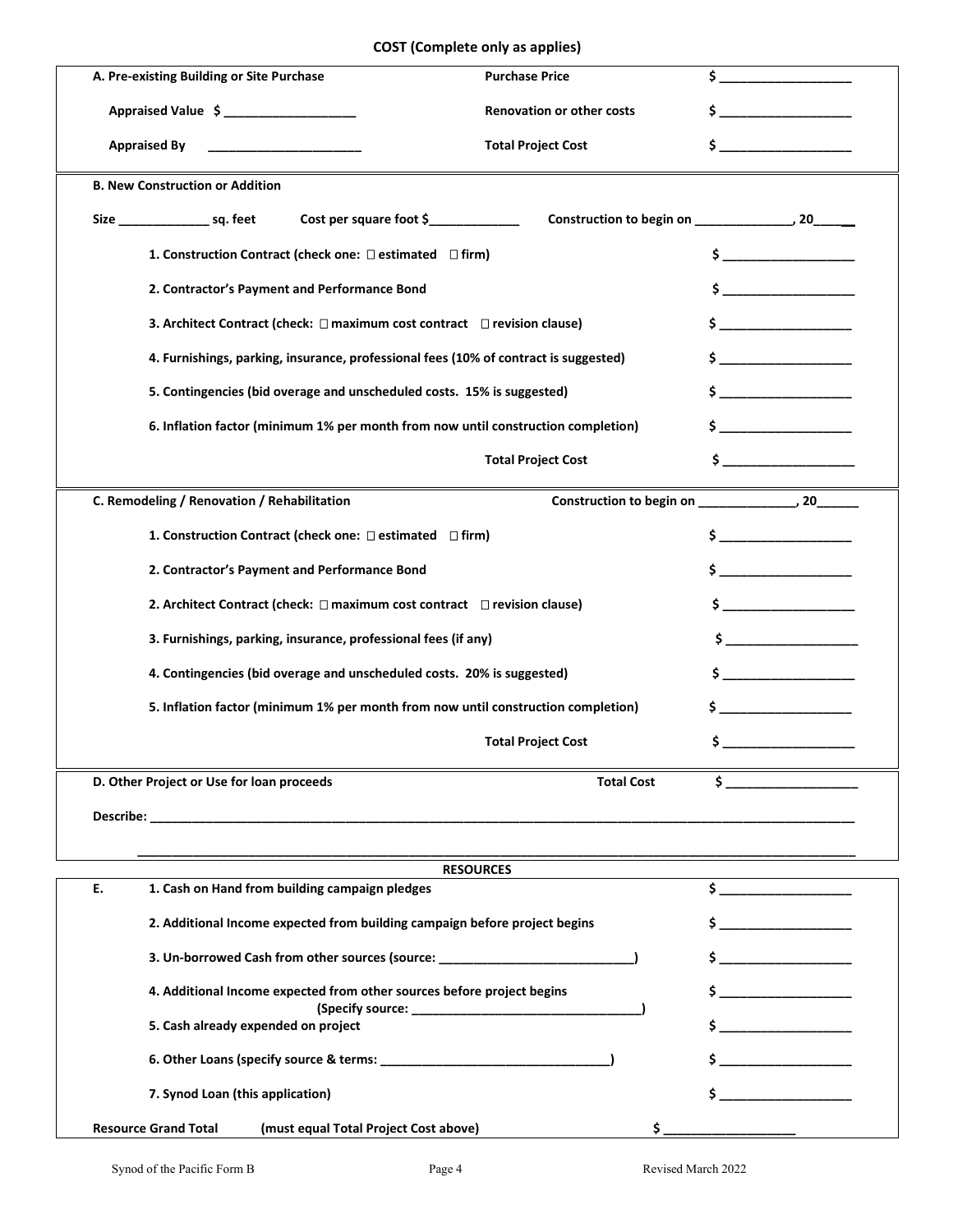## COST (Complete only as applies)

**A. Pre-existing Building or Site Purchase** — **Purchase Price** $ ___________________

**Appraised Value** $ ___________________ — **Renovation or other costs** $ ___________________

**Appraised By** ______________________ — **Total Project Cost** $ ___________________

**B. New Construction or Addition**

**Size** _____________ **sq. feet** **Cost per square foot $**_____________ **Construction to begin on** ______________, **20**______

| | |
|---|---|
| **1. Construction Contract (check one: ☐ estimated ☐ firm)** | $ ___________________ |
| **2. Contractor's Payment and Performance Bond** | $ ___________________ |
| **3. Architect Contract (check: ☐ maximum cost contract ☐ revision clause)** | $ ___________________ |
| **4. Furnishings, parking, insurance, professional fees (10% of contract is suggested)** | $ ___________________ |
| **5. Contingencies (bid overage and unscheduled costs. 15% is suggested)** | $ ___________________ |
| **6. Inflation factor (minimum 1% per month from now until construction completion)** | $ ___________________ |
| **Total Project Cost** | $ ___________________ |

**C. Remodeling / Renovation / Rehabilitation** **Construction to begin on** ______________, **20**______

| | |
|---|---|
| **1. Construction Contract (check one: ☐ estimated ☐ firm)** | $ ___________________ |
| **2. Contractor's Payment and Performance Bond** | $ ___________________ |
| **2. Architect Contract (check: ☐ maximum cost contract ☐ revision clause)** | $ ___________________ |
| **3. Furnishings, parking, insurance, professional fees (if any)** | $ ___________________ |
| **4. Contingencies (bid overage and unscheduled costs. 20% is suggested)** | $ ___________________ |
| **5. Inflation factor (minimum 1% per month from now until construction completion)** | $ ___________________ |
| **Total Project Cost** | $ ___________________ |

**D. Other Project or Use for loan proceeds** **Total Cost** $ ___________________

**Describe:** ____________________________________________________________________________________

____________________________________________________________________________________

## RESOURCES

| **E.** | | |
|---|---|---|
| | **1. Cash on Hand from building campaign pledges** | $ ___________________ |
| | **2. Additional Income expected from building campaign before project begins** | $ ___________________ |
| | **3. Un-borrowed Cash from other sources (source: ___________________________)** | $ ___________________ |
| | **4. Additional Income expected from other sources before project begins (Specify source: ________________________________)** | $ ___________________ |
| | **5. Cash already expended on project** | $ ___________________ |
| | **6. Other Loans (specify source & terms: ________________________________)** | $ ___________________ |
| | **7. Synod Loan (this application)** | $ ___________________ |
| **Resource Grand Total** | **(must equal Total Project Cost above)** | $ ___________________ |

Synod of the Pacific Form B — Revised March 2022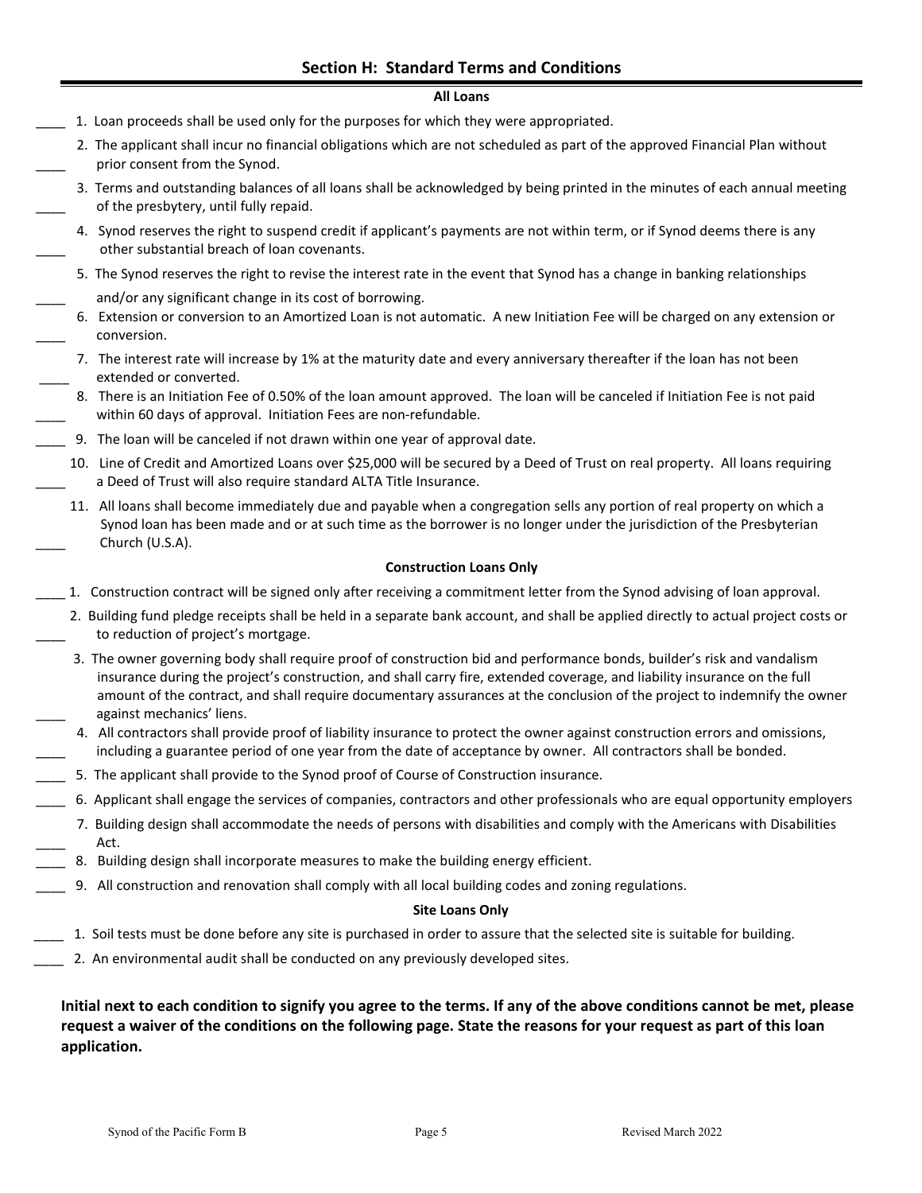## Section H: Standard Terms and Conditions

**All Loans**

____ 1. Loan proceeds shall be used only for the purposes for which they were appropriated.

____ 2. The applicant shall incur no financial obligations which are not scheduled as part of the approved Financial Plan without prior consent from the Synod.

____ 3. Terms and outstanding balances of all loans shall be acknowledged by being printed in the minutes of each annual meeting of the presbytery, until fully repaid.

____ 4. Synod reserves the right to suspend credit if applicant's payments are not within term, or if Synod deems there is any other substantial breach of loan covenants.

____ 5. The Synod reserves the right to revise the interest rate in the event that Synod has a change in banking relationships and/or any significant change in its cost of borrowing.

____ 6. Extension or conversion to an Amortized Loan is not automatic. A new Initiation Fee will be charged on any extension or conversion.

____ 7. The interest rate will increase by 1% at the maturity date and every anniversary thereafter if the loan has not been extended or converted.

____ 8. There is an Initiation Fee of 0.50% of the loan amount approved. The loan will be canceled if Initiation Fee is not paid within 60 days of approval. Initiation Fees are non-refundable.

____ 9. The loan will be canceled if not drawn within one year of approval date.

____ 10. Line of Credit and Amortized Loans over $25,000 will be secured by a Deed of Trust on real property. All loans requiring a Deed of Trust will also require standard ALTA Title Insurance.

____ 11. All loans shall become immediately due and payable when a congregation sells any portion of real property on which a Synod loan has been made and or at such time as the borrower is no longer under the jurisdiction of the Presbyterian Church (U.S.A).

**Construction Loans Only**

____ 1. Construction contract will be signed only after receiving a commitment letter from the Synod advising of loan approval.

____ 2. Building fund pledge receipts shall be held in a separate bank account, and shall be applied directly to actual project costs or to reduction of project's mortgage.

____ 3. The owner governing body shall require proof of construction bid and performance bonds, builder's risk and vandalism insurance during the project's construction, and shall carry fire, extended coverage, and liability insurance on the full amount of the contract, and shall require documentary assurances at the conclusion of the project to indemnify the owner against mechanics' liens.

____ 4. All contractors shall provide proof of liability insurance to protect the owner against construction errors and omissions, including a guarantee period of one year from the date of acceptance by owner. All contractors shall be bonded.

____ 5. The applicant shall provide to the Synod proof of Course of Construction insurance.

____ 6. Applicant shall engage the services of companies, contractors and other professionals who are equal opportunity employers

____ 7. Building design shall accommodate the needs of persons with disabilities and comply with the Americans with Disabilities Act.

____ 8. Building design shall incorporate measures to make the building energy efficient.

____ 9. All construction and renovation shall comply with all local building codes and zoning regulations.

**Site Loans Only**

____ 1. Soil tests must be done before any site is purchased in order to assure that the selected site is suitable for building.

____ 2. An environmental audit shall be conducted on any previously developed sites.

**Initial next to each condition to signify you agree to the terms. If any of the above conditions cannot be met, please request a waiver of the conditions on the following page. State the reasons for your request as part of this loan application.**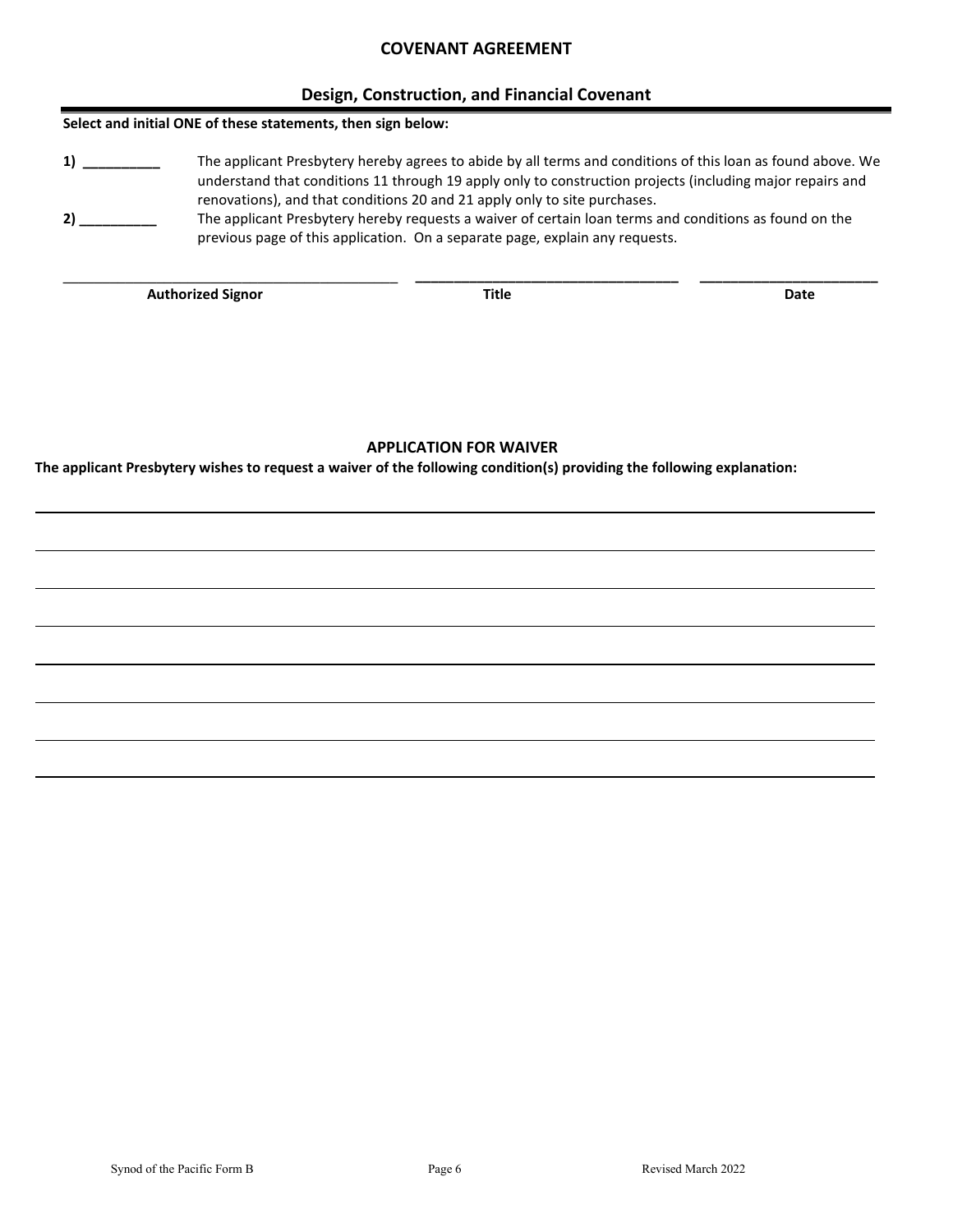## COVENANT AGREEMENT

### Design, Construction, and Financial Covenant

**Select and initial ONE of these statements, then sign below:**

**1)** __________ The applicant Presbytery hereby agrees to abide by all terms and conditions of this loan as found above. We understand that conditions 11 through 19 apply only to construction projects (including major repairs and renovations), and that conditions 20 and 21 apply only to site purchases.

**2)** __________ The applicant Presbytery hereby requests a waiver of certain loan terms and conditions as found on the previous page of this application. On a separate page, explain any requests.

| ______________________________ | ______________________________ | ______________________ |
|---|---|---|
| **Authorized Signor** | **Title** | **Date** |

### APPLICATION FOR WAIVER

**The applicant Presbytery wishes to request a waiver of the following condition(s) providing the following explanation:**

______________________________________________________________________________

______________________________________________________________________________

______________________________________________________________________________

______________________________________________________________________________

______________________________________________________________________________

______________________________________________________________________________

______________________________________________________________________________

______________________________________________________________________________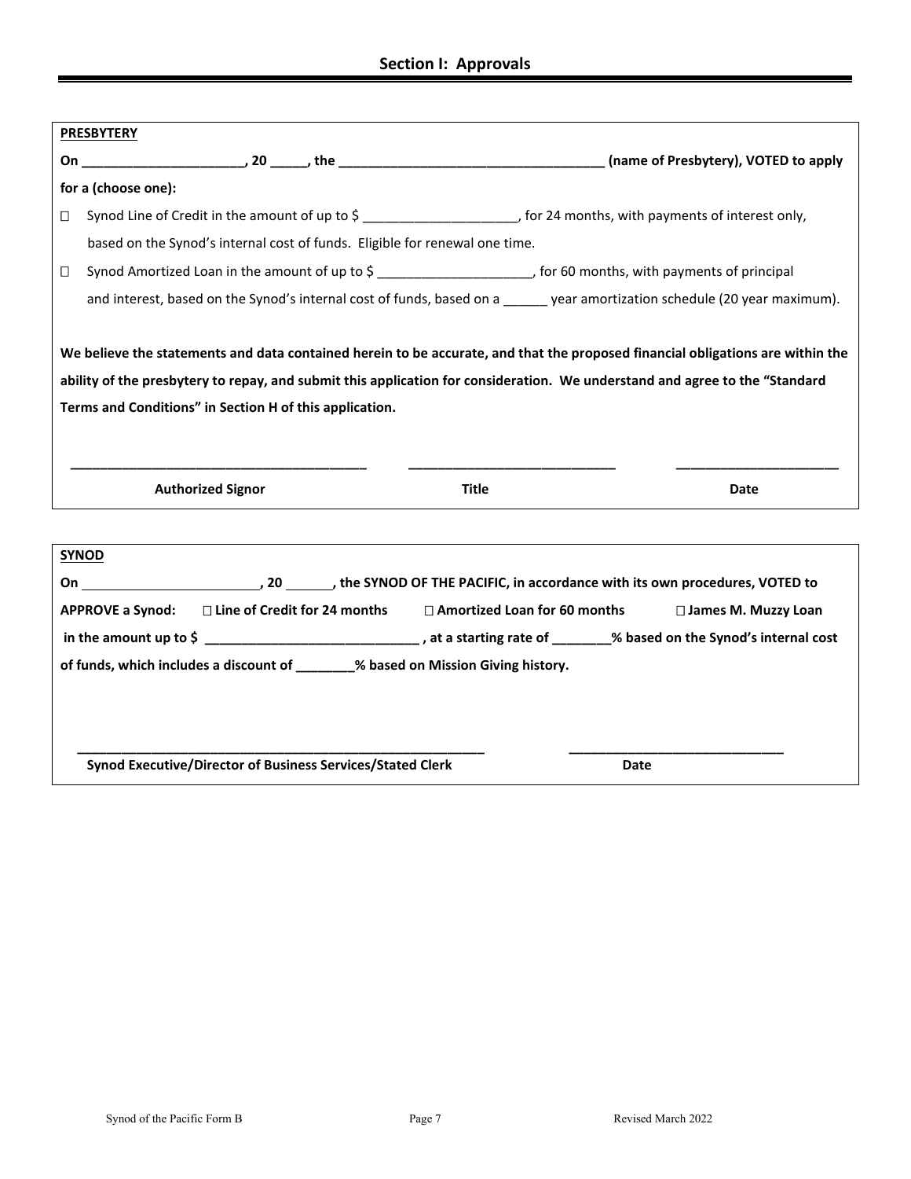## Section I: Approvals

**PRESBYTERY**

**On ______________________, 20 _____, the ____________________________________ (name of Presbytery), VOTED to apply for a (choose one):**

- ☐ Synod Line of Credit in the amount of up to $ _____________________, for 24 months, with payments of interest only, based on the Synod's internal cost of funds. Eligible for renewal one time.
- ☐ Synod Amortized Loan in the amount of up to $ _____________________, for 60 months, with payments of principal and interest, based on the Synod's internal cost of funds, based on a ______ year amortization schedule (20 year maximum).

**We believe the statements and data contained herein to be accurate, and that the proposed financial obligations are within the ability of the presbytery to repay, and submit this application for consideration. We understand and agree to the "Standard Terms and Conditions" in Section H of this application.**

| | | |
|---|---|---|
| _______________________________________ | ___________________________ | _____________________ |
| **Authorized Signor** | **Title** | **Date** |

**SYNOD**

**On ________________________, 20 ______, the SYNOD OF THE PACIFIC, in accordance with its own procedures, VOTED to APPROVE a Synod: ☐ Line of Credit for 24 months ☐ Amortized Loan for 60 months ☐ James M. Muzzy Loan in the amount up to $ ____________________________ , at a starting rate of ________% based on the Synod's internal cost of funds, which includes a discount of ________% based on Mission Giving history.**

| | |
|---|---|
| _________________________________________________________ | ____________________________ |
| **Synod Executive/Director of Business Services/Stated Clerk** | **Date** |